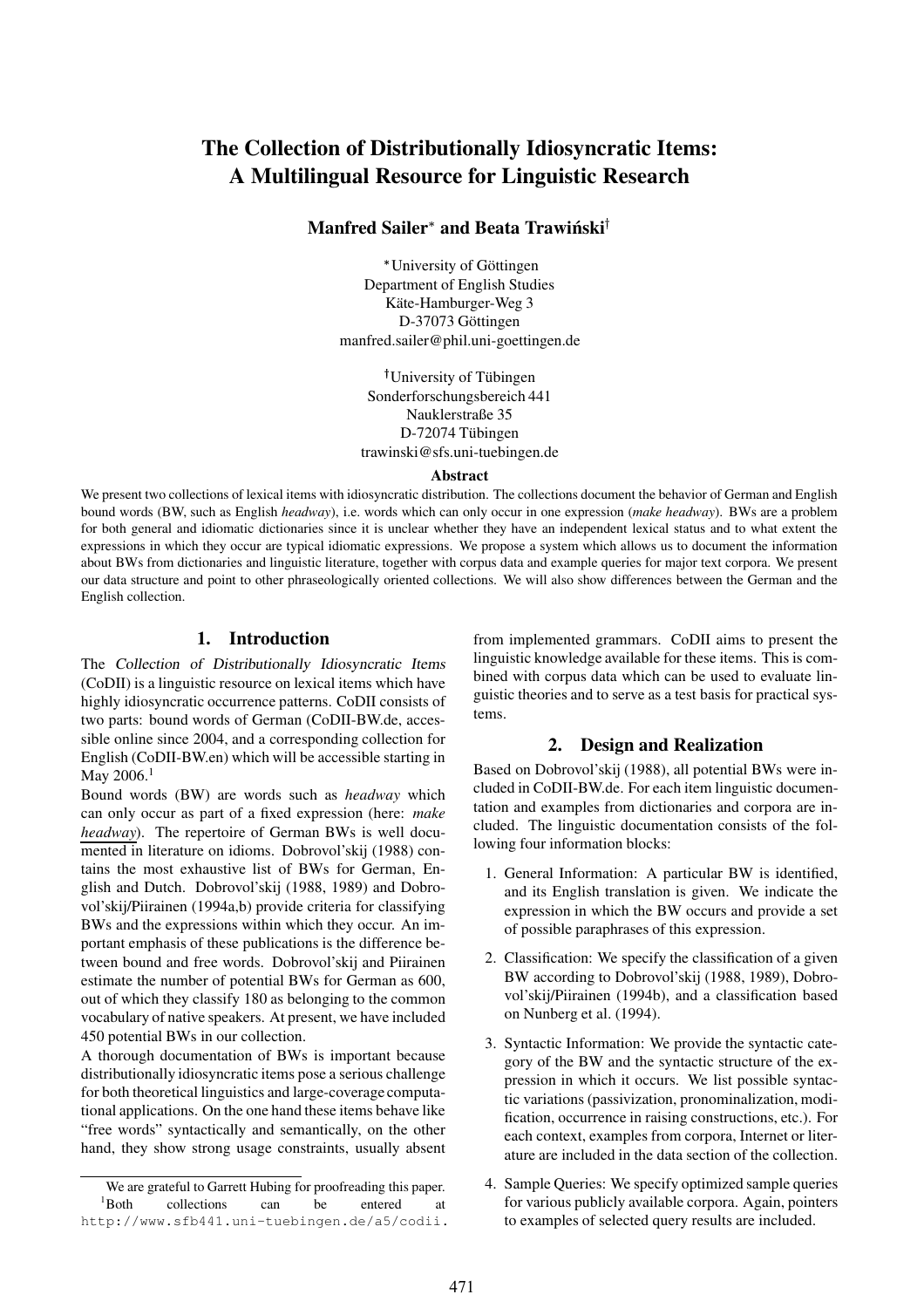# The Collection of Distributionally Idiosyncratic Items: A Multilingual Resource for Linguistic Research

**Manfred Sailer*** **and Beata Trawiński**[†]

*University of Göttingen
Department of English Studies
Käte-Hamburger-Weg 3
D-37073 Göttingen
manfred.sailer@phil.uni-goettingen.de

[†]University of Tübingen
Sonderforschungsbereich 441
Nauklerstraße 35
D-72074 Tübingen
trawinski@sfs.uni-tuebingen.de

**Abstract**

We present two collections of lexical items with idiosyncratic distribution. The collections document the behavior of German and English bound words (BW, such as English *headway*), i.e. words which can only occur in one expression (*make headway*). BWs are a problem for both general and idiomatic dictionaries since it is unclear whether they have an independent lexical status and to what extent the expressions in which they occur are typical idiomatic expressions. We propose a system which allows us to document the information about BWs from dictionaries and linguistic literature, together with corpus data and example queries for major text corpora. We present our data structure and point to other phraseologically oriented collections. We will also show differences between the German and the English collection.

## 1. Introduction

The *Collection of Distributionally Idiosyncratic Items* (CoDII) is a linguistic resource on lexical items which have highly idiosyncratic occurrence patterns. CoDII consists of two parts: bound words of German (CoDII-BW.de, accessible online since 2004, and a corresponding collection for English (CoDII-BW.en) which will be accessible starting in May 2006.[1]

Bound words (BW) are words such as *headway* which can only occur as part of a fixed expression (here: *make headway*). The repertoire of German BWs is well documented in literature on idioms. Dobrovol'skij (1988) contains the most exhaustive list of BWs for German, English and Dutch. Dobrovol'skij (1988, 1989) and Dobrovol'skij/Piirainen (1994a,b) provide criteria for classifying BWs and the expressions within which they occur. An important emphasis of these publications is the difference between bound and free words. Dobrovol'skij and Piirainen estimate the number of potential BWs for German as 600, out of which they classify 180 as belonging to the common vocabulary of native speakers. At present, we have included 450 potential BWs in our collection.

A thorough documentation of BWs is important because distributionally idiosyncratic items pose a serious challenge for both theoretical linguistics and large-coverage computational applications. On the one hand these items behave like "free words" syntactically and semantically, on the other hand, they show strong usage constraints, usually absent from implemented grammars. CoDII aims to present the linguistic knowledge available for these items. This is combined with corpus data which can be used to evaluate linguistic theories and to serve as a test basis for practical systems.

## 2. Design and Realization

Based on Dobrovol'skij (1988), all potential BWs were included in CoDII-BW.de. For each item linguistic documentation and examples from dictionaries and corpora are included. The linguistic documentation consists of the following four information blocks:

1. General Information: A particular BW is identified, and its English translation is given. We indicate the expression in which the BW occurs and provide a set of possible paraphrases of this expression.
2. Classification: We specify the classification of a given BW according to Dobrovol'skij (1988, 1989), Dobrovol'skij/Piirainen (1994b), and a classification based on Nunberg et al. (1994).
3. Syntactic Information: We provide the syntactic category of the BW and the syntactic structure of the expression in which it occurs. We list possible syntactic variations (passivization, pronominalization, modification, occurrence in raising constructions, etc.). For each context, examples from corpora, Internet or literature are included in the data section of the collection.
4. Sample Queries: We specify optimized sample queries for various publicly available corpora. Again, pointers to examples of selected query results are included.

---

We are grateful to Garrett Hubing for proofreading this paper.

[1]Both collections can be entered at http://www.sfb441.uni-tuebingen.de/a5/codii.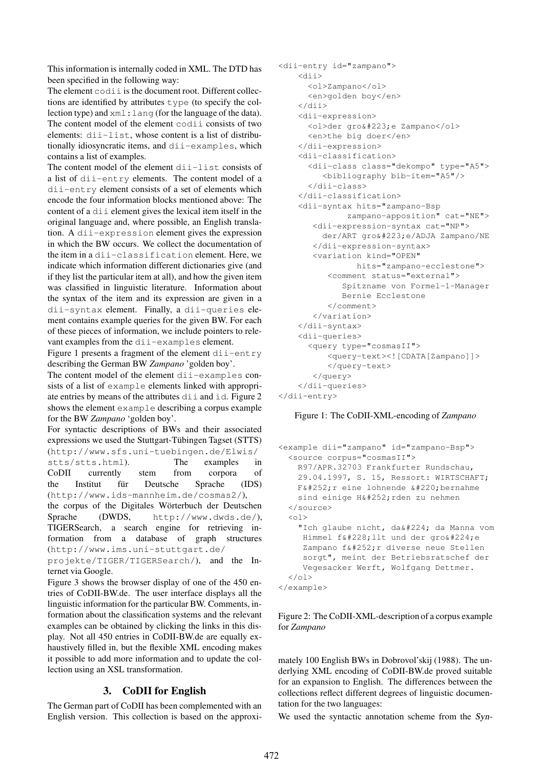This information is internally coded in XML. The DTD has been specified in the following way:

The element `codii` is the document root. Different collections are identified by attributes `type` (to specify the collection type) and `xml:lang` (for the language of the data). The content model of the element `codii` consists of two elements: `dii-list`, whose content is a list of distributionally idiosyncratic items, and `dii-examples`, which contains a list of examples.

The content model of the element `dii-list` consists of a list of `dii-entry` elements. The content model of a `dii-entry` element consists of a set of elements which encode the four information blocks mentioned above: The content of a `dii` element gives the lexical item itself in the original language and, where possible, an English translation. A `dii-expression` element gives the expression in which the BW occurs. We collect the documentation of the item in a `dii-classification` element. Here, we indicate which information different dictionaries give (and if they list the particular item at all), and how the given item was classified in linguistic literature. Information about the syntax of the item and its expression are given in a `dii-syntax` element. Finally, a `dii-queries` element contains example queries for the given BW. For each of these pieces of information, we include pointers to relevant examples from the `dii-examples` element.

Figure 1 presents a fragment of the element `dii-entry` describing the German BW *Zampano* 'golden boy'.

The content model of the element `dii-examples` consists of a list of `example` elements linked with appropriate entries by means of the attributes `dii` and `id`. Figure 2 shows the element `example` describing a corpus example for the BW *Zampano* 'golden boy'.

For syntactic descriptions of BWs and their associated expressions we used the Stuttgart-Tübingen Tagset (STTS) (http://www.sfs.uni-tuebingen.de/Elwis/stts/stts.html). The examples in CoDII currently stem from corpora of the Institut für Deutsche Sprache (IDS) (http://www.ids-mannheim.de/cosmas2/), the corpus of the Digitales Wörterbuch der Deutschen Sprache (DWDS, http://www.dwds.de/), TIGERSearch, a search engine for retrieving information from a database of graph structures (http://www.ims.uni-stuttgart.de/projekte/TIGER/TIGERSearch/), and the Internet via Google.

Figure 3 shows the browser display of one of the 450 entries of CoDII-BW.de. The user interface displays all the linguistic information for the particular BW. Comments, information about the classification systems and the relevant examples can be obtained by clicking the links in this display. Not all 450 entries in CoDII-BW.de are equally exhaustively filled in, but the flexible XML encoding makes it possible to add more information and to update the collection using an XSL transformation.

```
<dii-entry id="zampano">
    <dii>
      <ol>Zampano</ol>
      <en>golden boy</en>
    </dii>
    <dii-expression>
      <ol>der gro&#223;e Zampano</ol>
      <en>the big doer</en>
    </dii-expression>
    <dii-classification>
      <dii-class class="dekompo" type="A5">
         <bibliography bib-item="A5"/>
      </dii-class>
    </dii-classification>
    <dii-syntax hits="zampano-Bsp
            zampano-apposition" cat="NE">
       <dii-expression-syntax cat="NP">
         der/ART gro&#223;e/ADJA Zampano/NE
       </dii-expression-syntax>
       <variation kind="OPEN"
               hits="zampano-ecclestone">
          <comment status="external">
             Spitzname von Formel-1-Manager
             Bernie Ecclestone
          </comment>
       </variation>
    </dii-syntax>
    <dii-queries>
      <query type="cosmasII">
          <query-text><![CDATA[Zampano]]>
          </query-text>
       </query>
    </dii-queries>
</dii-entry>
```

Figure 1: The CoDII-XML-encoding of *Zampano*

```
<example dii="zampano" id="zampano-Bsp">
  <source corpus="cosmasII">
    R97/APR.32703 Frankfurter Rundschau,
    29.04.1997, S. 15, Ressort: WIRTSCHAFT;
    F&#252;r eine lohnende &#220;bernahme
    sind einige H&#252;rden zu nehmen
  </source>
  <ol>
    "Ich glaube nicht, da&#224; da Manna vom
     Himmel f&#228;llt und der gro&#224;e
     Zampano f&#252;r diverse neue Stellen
     sorgt", meint der Betriebsratschef der
     Vegesacker Werft, Wolfgang Dettmer.
  </ol>
</example>
```

Figure 2: The CoDII-XML-description of a corpus example for *Zampano*

## 3. CoDII for English

The German part of CoDII has been complemented with an English version. This collection is based on the approximately 100 English BWs in Dobrovol'skij (1988). The underlying XML encoding of CoDII-BW.de proved suitable for an expansion to English. The differences between the collections reflect different degrees of linguistic documentation for the two languages:

We used the syntactic annotation scheme from the *Syn-*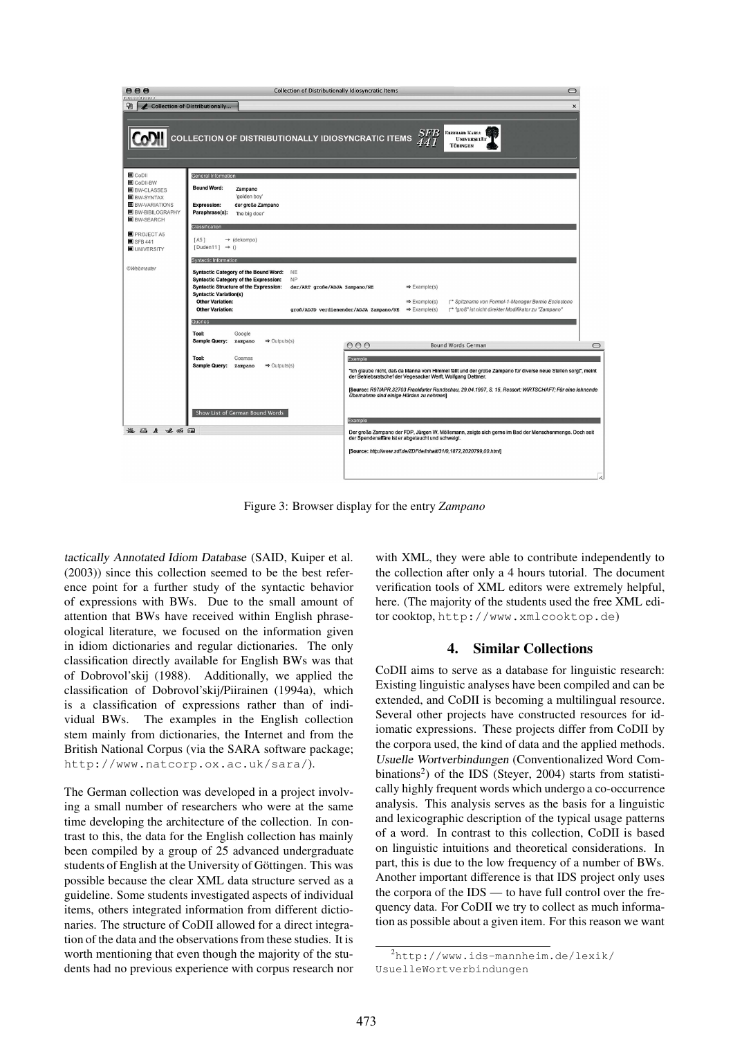Figure 3: Browser display for the entry *Zampano*

*tactically Annotated Idiom Database* (SAID, Kuiper et al. (2003)) since this collection seemed to be the best reference point for a further study of the syntactic behavior of expressions with BWs. Due to the small amount of attention that BWs have received within English phraseological literature, we focused on the information given in idiom dictionaries and regular dictionaries. The only classification directly available for English BWs was that of Dobrovol'skij (1988). Additionally, we applied the classification of Dobrovol'skij/Piirainen (1994a), which is a classification of expressions rather than of individual BWs. The examples in the English collection stem mainly from dictionaries, the Internet and from the British National Corpus (via the SARA software package; `http://www.natcorp.ox.ac.uk/sara/`).

The German collection was developed in a project involving a small number of researchers who were at the same time developing the architecture of the collection. In contrast to this, the data for the English collection has mainly been compiled by a group of 25 advanced undergraduate students of English at the University of Göttingen. This was possible because the clear XML data structure served as a guideline. Some students investigated aspects of individual items, others integrated information from different dictionaries. The structure of CoDII allowed for a direct integration of the data and the observations from these studies. It is worth mentioning that even though the majority of the students had no previous experience with corpus research nor with XML, they were able to contribute independently to the collection after only a 4 hours tutorial. The document verification tools of XML editors were extremely helpful, here. (The majority of the students used the free XML editor cooktop, `http://www.xmlcooktop.de`)

## 4. Similar Collections

CoDII aims to serve as a database for linguistic research: Existing linguistic analyses have been compiled and can be extended, and CoDII is becoming a multilingual resource. Several other projects have constructed resources for idiomatic expressions. These projects differ from CoDII by the corpora used, the kind of data and the applied methods. *Usuelle Wortverbindungen* (Conventionalized Word Combinations[2]) of the IDS (Steyer, 2004) starts from statistically highly frequent words which undergo a co-occurrence analysis. This analysis serves as the basis for a linguistic and lexicographic description of the typical usage patterns of a word. In contrast to this collection, CoDII is based on linguistic intuitions and theoretical considerations. In part, this is due to the low frequency of a number of BWs. Another important difference is that IDS project only uses the corpora of the IDS — to have full control over the frequency data. For CoDII we try to collect as much information as possible about a given item. For this reason we want

[2] `http://www.ids-mannheim.de/lexik/UsuelleWortverbindungen`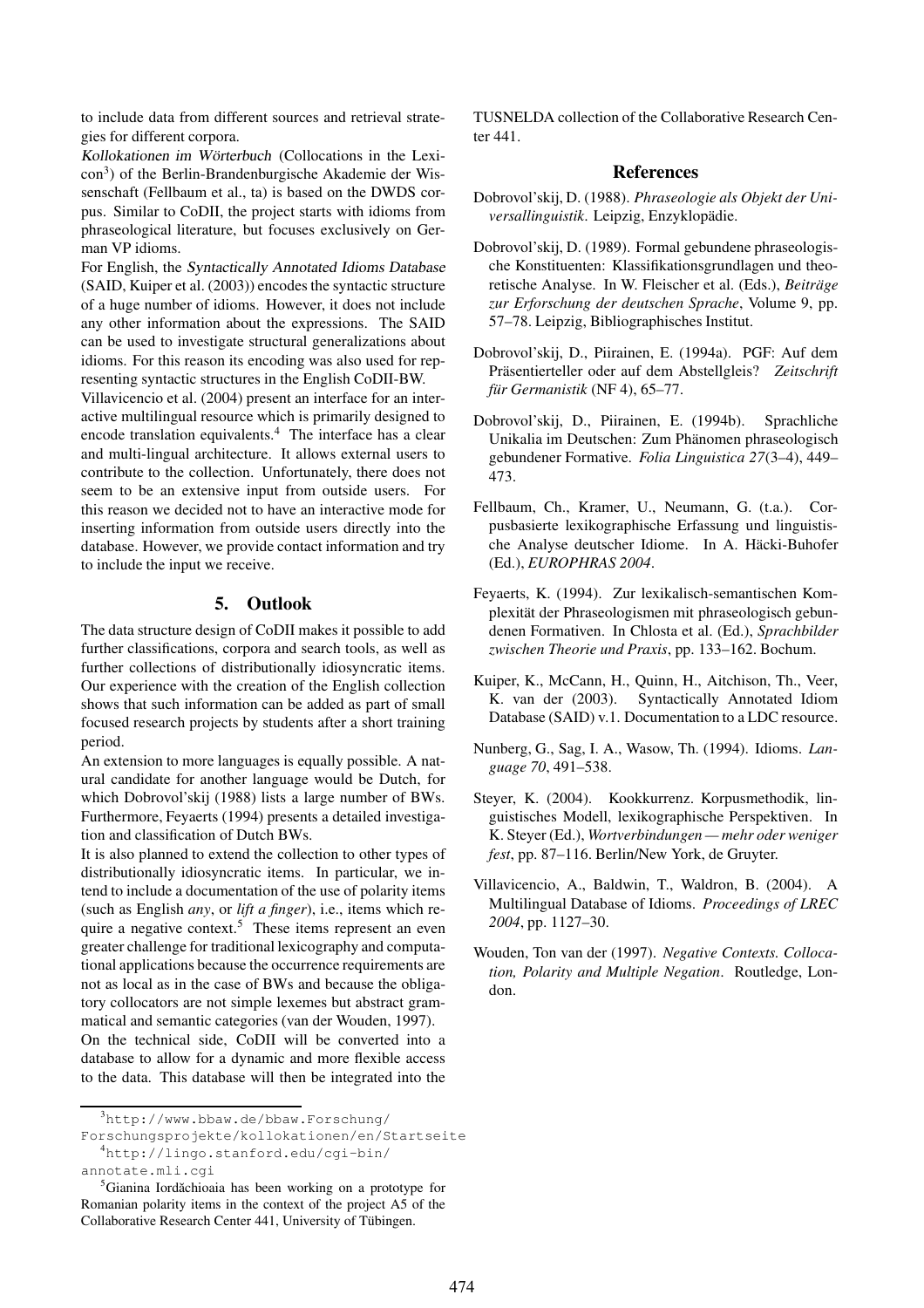to include data from different sources and retrieval strategies for different corpora.

*Kollokationen im Wörterbuch* (Collocations in the Lexicon[3]) of the Berlin-Brandenburgische Akademie der Wissenschaft (Fellbaum et al., ta) is based on the DWDS corpus. Similar to CoDII, the project starts with idioms from phraseological literature, but focuses exclusively on German VP idioms.

For English, the *Syntactically Annotated Idioms Database* (SAID, Kuiper et al. (2003)) encodes the syntactic structure of a huge number of idioms. However, it does not include any other information about the expressions. The SAID can be used to investigate structural generalizations about idioms. For this reason its encoding was also used for representing syntactic structures in the English CoDII-BW.

Villavicencio et al. (2004) present an interface for an interactive multilingual resource which is primarily designed to encode translation equivalents.[4] The interface has a clear and multi-lingual architecture. It allows external users to contribute to the collection. Unfortunately, there does not seem to be an extensive input from outside users. For this reason we decided not to have an interactive mode for inserting information from outside users directly into the database. However, we provide contact information and try to include the input we receive.

## 5. Outlook

The data structure design of CoDII makes it possible to add further classifications, corpora and search tools, as well as further collections of distributionally idiosyncratic items. Our experience with the creation of the English collection shows that such information can be added as part of small focused research projects by students after a short training period.

An extension to more languages is equally possible. A natural candidate for another language would be Dutch, for which Dobrovol'skij (1988) lists a large number of BWs. Furthermore, Feyaerts (1994) presents a detailed investigation and classification of Dutch BWs.

It is also planned to extend the collection to other types of distributionally idiosyncratic items. In particular, we intend to include a documentation of the use of polarity items (such as English *any*, or *lift a finger*), i.e., items which require a negative context.[5] These items represent an even greater challenge for traditional lexicography and computational applications because the occurrence requirements are not as local as in the case of BWs and because the obligatory collocators are not simple lexemes but abstract grammatical and semantic categories (van der Wouden, 1997).

On the technical side, CoDII will be converted into a database to allow for a dynamic and more flexible access to the data. This database will then be integrated into the TUSNELDA collection of the Collaborative Research Center 441.

[3] http://www.bbaw.de/bbaw.Forschung/Forschungsprojekte/kollokationen/en/Startseite

[4] http://lingo.stanford.edu/cgi-bin/annotate.mli.cgi

[5] Gianina Iordăchioaia has been working on a prototype for Romanian polarity items in the context of the project A5 of the Collaborative Research Center 441, University of Tübingen.

## References

Dobrovol'skij, D. (1988). *Phraseologie als Objekt der Universallinguistik*. Leipzig, Enzyklopädie.

Dobrovol'skij, D. (1989). Formal gebundene phraseologische Konstituenten: Klassifikationsgrundlagen und theoretische Analyse. In W. Fleischer et al. (Eds.), *Beiträge zur Erforschung der deutschen Sprache*, Volume 9, pp. 57–78. Leipzig, Bibliographisches Institut.

Dobrovol'skij, D., Piirainen, E. (1994a). PGF: Auf dem Präsentierteller oder auf dem Abstellgleis? *Zeitschrift für Germanistik* (NF 4), 65–77.

Dobrovol'skij, D., Piirainen, E. (1994b). Sprachliche Unikalia im Deutschen: Zum Phänomen phraseologisch gebundener Formative. *Folia Linguistica 27*(3–4), 449–473.

Fellbaum, Ch., Kramer, U., Neumann, G. (t.a.). Corpusbasierte lexikographische Erfassung und linguistische Analyse deutscher Idiome. In A. Häcki-Buhofer (Ed.), *EUROPHRAS 2004*.

Feyaerts, K. (1994). Zur lexikalisch-semantischen Komplexität der Phraseologismen mit phraseologisch gebundenen Formativen. In Chlosta et al. (Ed.), *Sprachbilder zwischen Theorie und Praxis*, pp. 133–162. Bochum.

Kuiper, K., McCann, H., Quinn, H., Aitchison, Th., Veer, K. van der (2003). Syntactically Annotated Idiom Database (SAID) v.1. Documentation to a LDC resource.

Nunberg, G., Sag, I. A., Wasow, Th. (1994). Idioms. *Language 70*, 491–538.

Steyer, K. (2004). Kookkurrenz. Korpusmethodik, linguistisches Modell, lexikographische Perspektiven. In K. Steyer (Ed.), *Wortverbindungen — mehr oder weniger fest*, pp. 87–116. Berlin/New York, de Gruyter.

Villavicencio, A., Baldwin, T., Waldron, B. (2004). A Multilingual Database of Idioms. *Proceedings of LREC 2004*, pp. 1127–30.

Wouden, Ton van der (1997). *Negative Contexts. Collocation, Polarity and Multiple Negation*. Routledge, London.